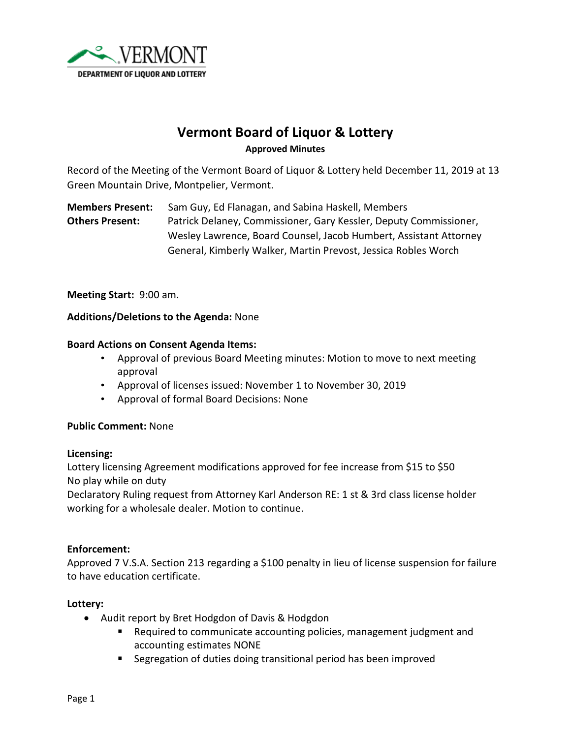VERMONT
DEPARTMENT OF LIQUOR AND LOTTERY

# Vermont Board of Liquor & Lottery

**Approved Minutes**

Record of the Meeting of the Vermont Board of Liquor & Lottery held December 11, 2019 at 13 Green Mountain Drive, Montpelier, Vermont.

**Members Present:** Sam Guy, Ed Flanagan, and Sabina Haskell, Members
**Others Present:** Patrick Delaney, Commissioner, Gary Kessler, Deputy Commissioner, Wesley Lawrence, Board Counsel, Jacob Humbert, Assistant Attorney General, Kimberly Walker, Martin Prevost, Jessica Robles Worch

**Meeting Start:** 9:00 am.

**Additions/Deletions to the Agenda:** None

**Board Actions on Consent Agenda Items:**

- Approval of previous Board Meeting minutes: Motion to move to next meeting approval
- Approval of licenses issued: November 1 to November 30, 2019
- Approval of formal Board Decisions: None

**Public Comment:** None

**Licensing:**
Lottery licensing Agreement modifications approved for fee increase from $15 to $50
No play while on duty
Declaratory Ruling request from Attorney Karl Anderson RE: 1 st & 3rd class license holder working for a wholesale dealer. Motion to continue.

**Enforcement:**
Approved 7 V.S.A. Section 213 regarding a $100 penalty in lieu of license suspension for failure to have education certificate.

**Lottery:**

- Audit report by Bret Hodgdon of Davis & Hodgdon
  - Required to communicate accounting policies, management judgment and accounting estimates NONE
  - Segregation of duties doing transitional period has been improved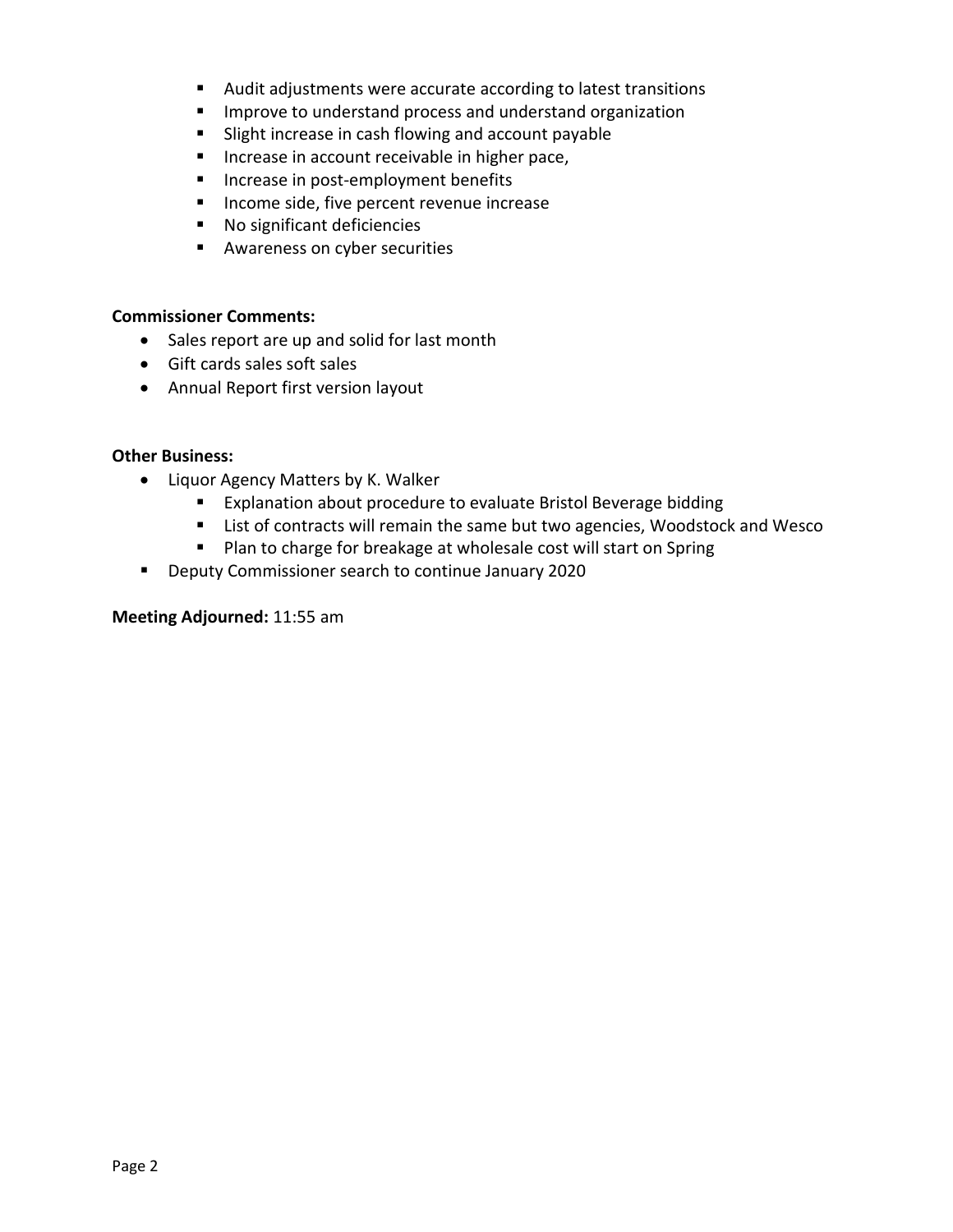- Audit adjustments were accurate according to latest transitions
- Improve to understand process and understand organization
- Slight increase in cash flowing and account payable
- Increase in account receivable in higher pace,
- Increase in post-employment benefits
- Income side, five percent revenue increase
- No significant deficiencies
- Awareness on cyber securities

**Commissioner Comments:**

- Sales report are up and solid for last month
- Gift cards sales soft sales
- Annual Report first version layout

**Other Business:**

- Liquor Agency Matters by K. Walker
    - Explanation about procedure to evaluate Bristol Beverage bidding
    - List of contracts will remain the same but two agencies, Woodstock and Wesco
    - Plan to charge for breakage at wholesale cost will start on Spring
- Deputy Commissioner search to continue January 2020

**Meeting Adjourned:** 11:55 am